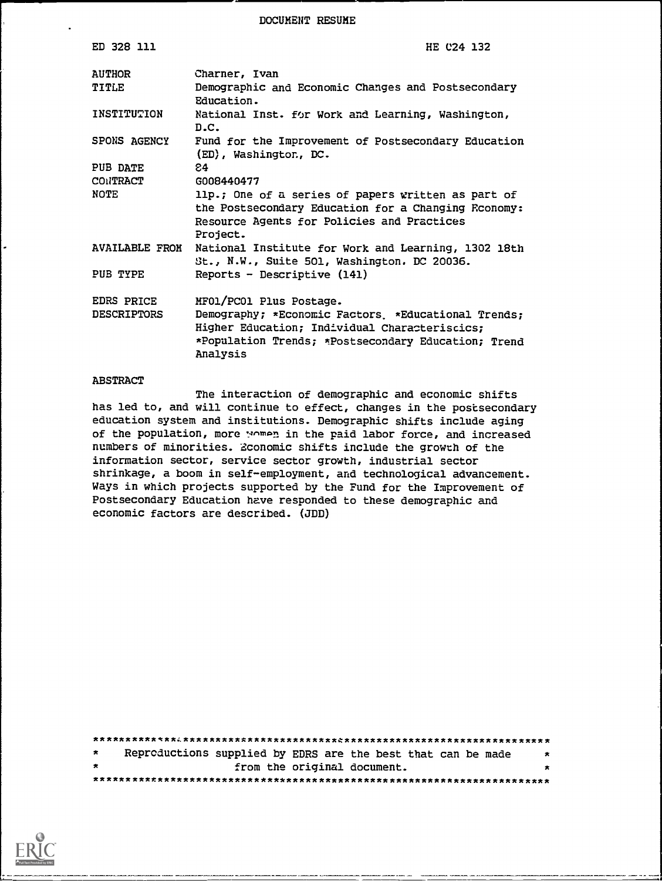DOCUMENT RESUME

ED 328 111 HE C24 132

| | |
|---|---|
| AUTHOR | Charner, Ivan |
| TITLE | Demographic and Economic Changes and Postsecondary Education. |
| INSTITUTION | National Inst. for Work and Learning, Washington, D.C. |
| SPONS AGENCY | Fund for the Improvement of Postsecondary Education (ED), Washington, DC. |
| PUB DATE | 84 |
| CONTRACT | G008440477 |
| NOTE | 11p.; One of a series of papers written as part of the Postsecondary Education for a Changing Economy: Resource Agents for Policies and Practices Project. |
| AVAILABLE FROM | National Institute for Work and Learning, 1302 18th St., N.W., Suite 501, Washington, DC 20036. |
| PUB TYPE | Reports - Descriptive (141) |
| EDRS PRICE | MF01/PC01 Plus Postage. |
| DESCRIPTORS | Demography; *Economic Factors; *Educational Trends; Higher Education; Individual Characteristics; *Population Trends; *Postsecondary Education; Trend Analysis |

ABSTRACT

The interaction of demographic and economic shifts has led to, and will continue to effect, changes in the postsecondary education system and institutions. Demographic shifts include aging of the population, more women in the paid labor force, and increased numbers of minorities. Economic shifts include the growth of the information sector, service sector growth, industrial sector shrinkage, a boom in self-employment, and technological advancement. Ways in which projects supported by the Fund for the Improvement of Postsecondary Education have responded to these demographic and economic factors are described. (JDD)

***********************************************************************
* Reproductions supplied by EDRS are the best that can be made *
* from the original document. *
***********************************************************************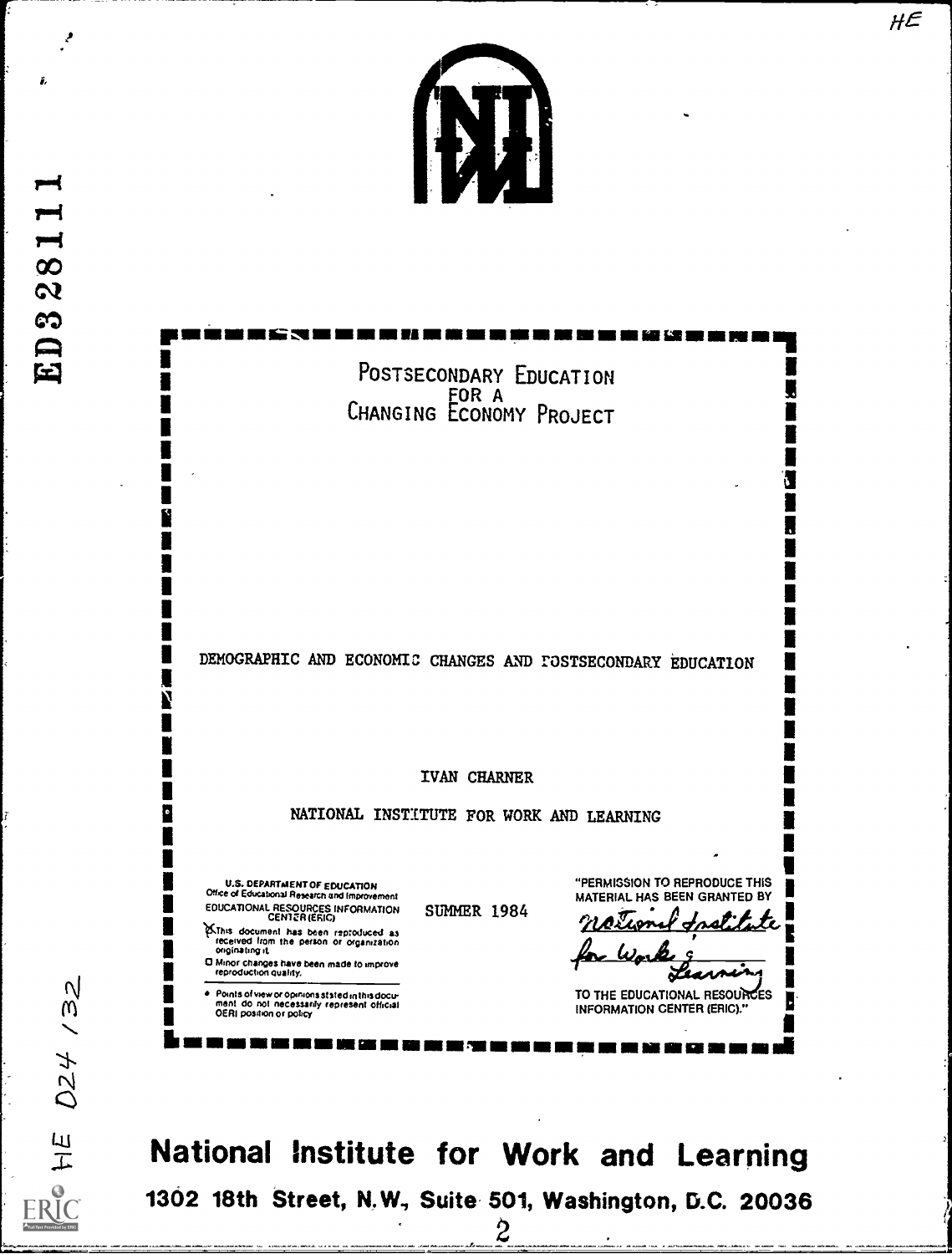# Postsecondary Education for a Changing Economy Project

DEMOGRAPHIC AND ECONOMIC CHANGES AND POSTSECONDARY EDUCATION

IVAN CHARNER

NATIONAL INSTITUTE FOR WORK AND LEARNING

SUMMER 1984

U.S. DEPARTMENT OF EDUCATION
Office of Educational Research and Improvement
EDUCATIONAL RESOURCES INFORMATION CENTER (ERIC)

- This document has been reproduced as received from the person or organization originating it.
- Minor changes have been made to improve reproduction quality.

- Points of view or opinions stated in this document do not necessarily represent official OERI position or policy

"PERMISSION TO REPRODUCE THIS MATERIAL HAS BEEN GRANTED BY National Institute for Work & Learning TO THE EDUCATIONAL RESOURCES INFORMATION CENTER (ERIC)."

**National Institute for Work and Learning**

**1302 18th Street, N.W., Suite 501, Washington, D.C. 20036**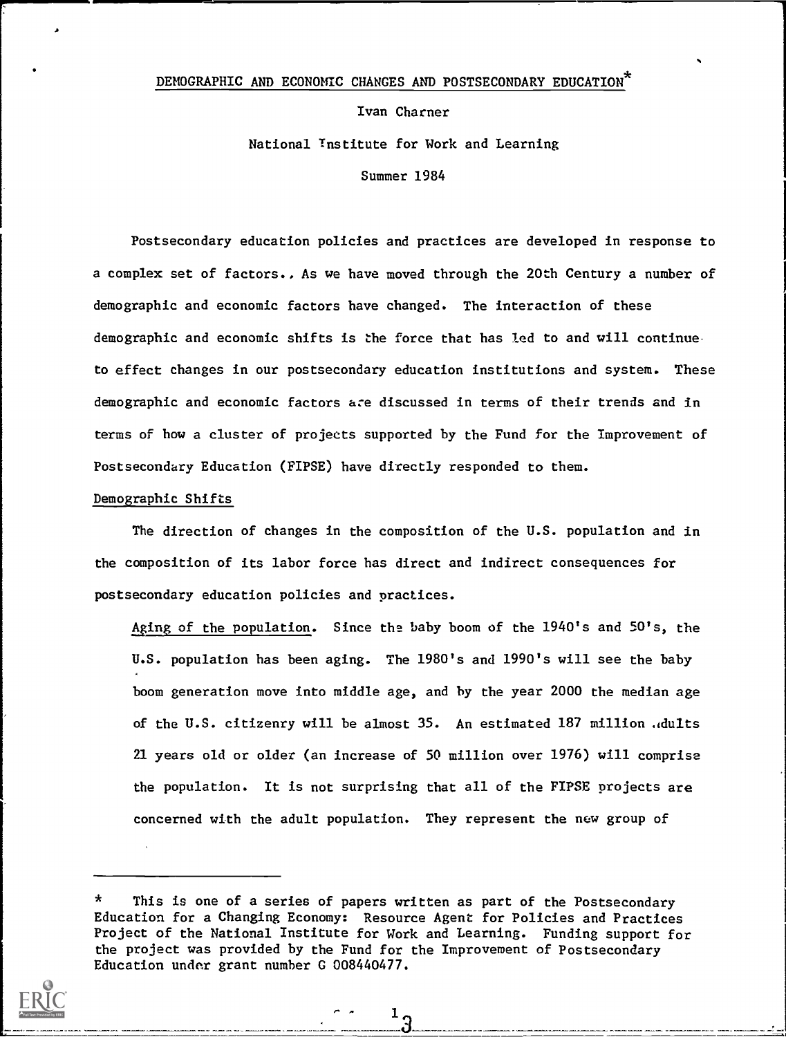# DEMOGRAPHIC AND ECONOMIC CHANGES AND POSTSECONDARY EDUCATION*

Ivan Charner

National Institute for Work and Learning

Summer 1984

Postsecondary education policies and practices are developed in response to a complex set of factors. As we have moved through the 20th Century a number of demographic and economic factors have changed. The interaction of these demographic and economic shifts is the force that has led to and will continue to effect changes in our postsecondary education institutions and system. These demographic and economic factors are discussed in terms of their trends and in terms of how a cluster of projects supported by the Fund for the Improvement of Postsecondary Education (FIPSE) have directly responded to them.

## Demographic Shifts

The direction of changes in the composition of the U.S. population and in the composition of its labor force has direct and indirect consequences for postsecondary education policies and practices.

Aging of the population. Since the baby boom of the 1940's and 50's, the U.S. population has been aging. The 1980's and 1990's will see the baby boom generation move into middle age, and by the year 2000 the median age of the U.S. citizenry will be almost 35. An estimated 187 million adults 21 years old or older (an increase of 50 million over 1976) will comprise the population. It is not surprising that all of the FIPSE projects are concerned with the adult population. They represent the new group of

---

* This is one of a series of papers written as part of the Postsecondary Education for a Changing Economy: Resource Agent for Policies and Practices Project of the National Institute for Work and Learning. Funding support for the project was provided by the Fund for the Improvement of Postsecondary Education under grant number G 008440477.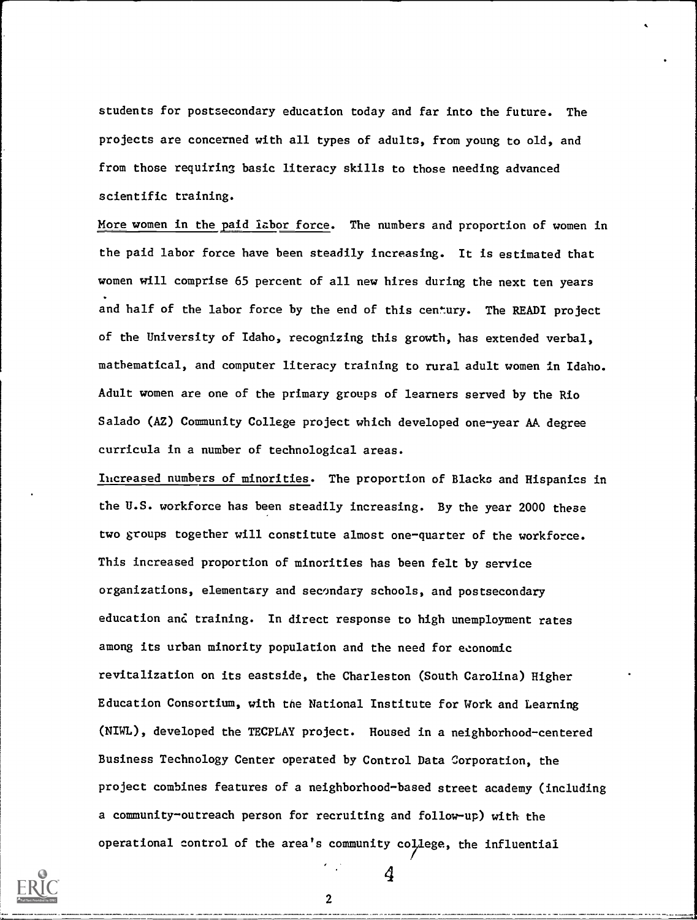students for postsecondary education today and far into the future. The projects are concerned with all types of adults, from young to old, and from those requiring basic literacy skills to those needing advanced scientific training.

More women in the paid labor force. The numbers and proportion of women in the paid labor force have been steadily increasing. It is estimated that women will comprise 65 percent of all new hires during the next ten years and half of the labor force by the end of this century. The READI project of the University of Idaho, recognizing this growth, has extended verbal, mathematical, and computer literacy training to rural adult women in Idaho. Adult women are one of the primary groups of learners served by the Rio Salado (AZ) Community College project which developed one-year AA degree curricula in a number of technological areas.

Increased numbers of minorities. The proportion of Blacks and Hispanics in the U.S. workforce has been steadily increasing. By the year 2000 these two groups together will constitute almost one-quarter of the workforce. This increased proportion of minorities has been felt by service organizations, elementary and secondary schools, and postsecondary education and training. In direct response to high unemployment rates among its urban minority population and the need for economic revitalization on its eastside, the Charleston (South Carolina) Higher Education Consortium, with the National Institute for Work and Learning (NIWL), developed the TECPLAY project. Housed in a neighborhood-centered Business Technology Center operated by Control Data Corporation, the project combines features of a neighborhood-based street academy (including a community-outreach person for recruiting and follow-up) with the operational control of the area's community college, the influential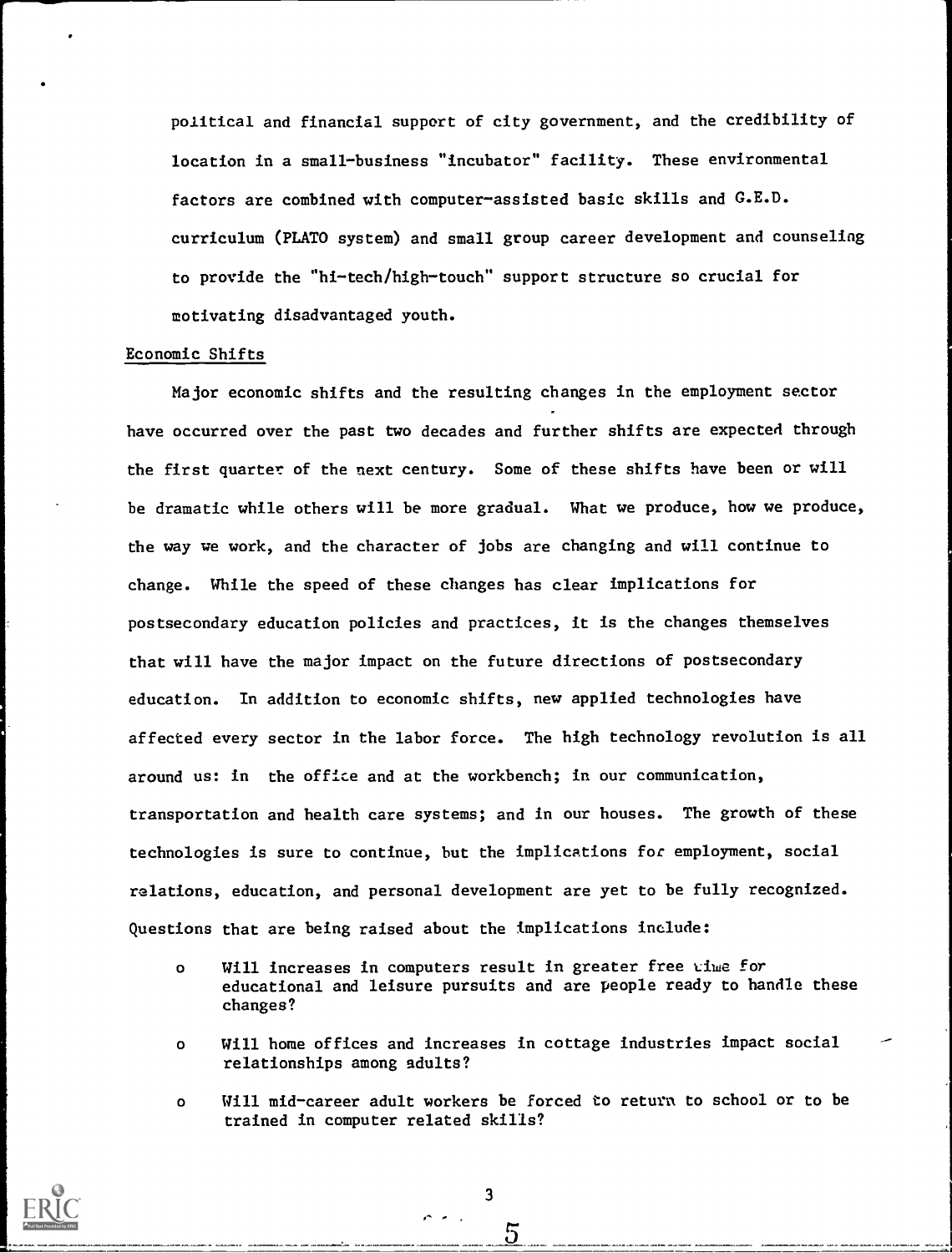political and financial support of city government, and the credibility of location in a small-business "incubator" facility. These environmental factors are combined with computer-assisted basic skills and G.E.D. curriculum (PLATO system) and small group career development and counseling to provide the "hi-tech/high-touch" support structure so crucial for motivating disadvantaged youth.

## Economic Shifts

Major economic shifts and the resulting changes in the employment sector have occurred over the past two decades and further shifts are expected through the first quarter of the next century. Some of these shifts have been or will be dramatic while others will be more gradual. What we produce, how we produce, the way we work, and the character of jobs are changing and will continue to change. While the speed of these changes has clear implications for postsecondary education policies and practices, it is the changes themselves that will have the major impact on the future directions of postsecondary education. In addition to economic shifts, new applied technologies have affected every sector in the labor force. The high technology revolution is all around us: in the office and at the workbench; in our communication, transportation and health care systems; and in our houses. The growth of these technologies is sure to continue, but the implications for employment, social relations, education, and personal development are yet to be fully recognized. Questions that are being raised about the implications include:

- Will increases in computers result in greater free time for educational and leisure pursuits and are people ready to handle these changes?
- Will home offices and increases in cottage industries impact social relationships among adults?
- Will mid-career adult workers be forced to return to school or to be trained in computer related skills?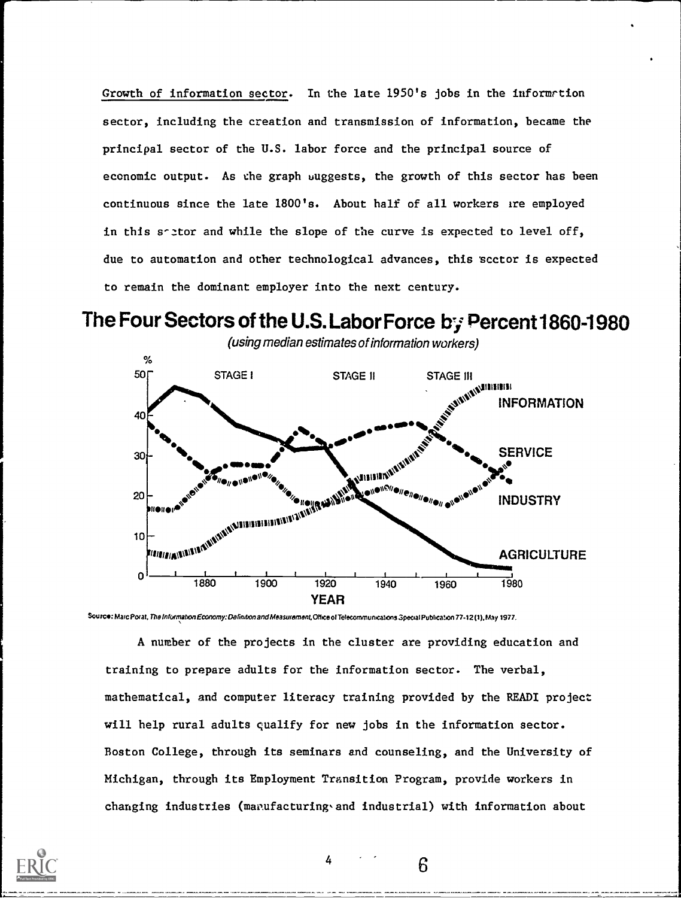Growth of information sector. In the late 1950's jobs in the information sector, including the creation and transmission of information, became the principal sector of the U.S. labor force and the principal source of economic output. As the graph suggests, the growth of this sector has been continuous since the late 1800's. About half of all workers are employed in this sector and while the slope of the curve is expected to level off, due to automation and other technological advances, this sector is expected to remain the dominant employer into the next century.

## The Four Sectors of the U.S. Labor Force by Percent 1860-1980

*(using median estimates of information workers)*

Source: Marc Porat, *The Information Economy: Definition and Measurement*, Office of Telecommunications Special Publication 77-12 (1), May 1977.

A number of the projects in the cluster are providing education and training to prepare adults for the information sector. The verbal, mathematical, and computer literacy training provided by the READI project will help rural adults qualify for new jobs in the information sector. Boston College, through its seminars and counseling, and the University of Michigan, through its Employment Transition Program, provide workers in changing industries (manufacturing and industrial) with information about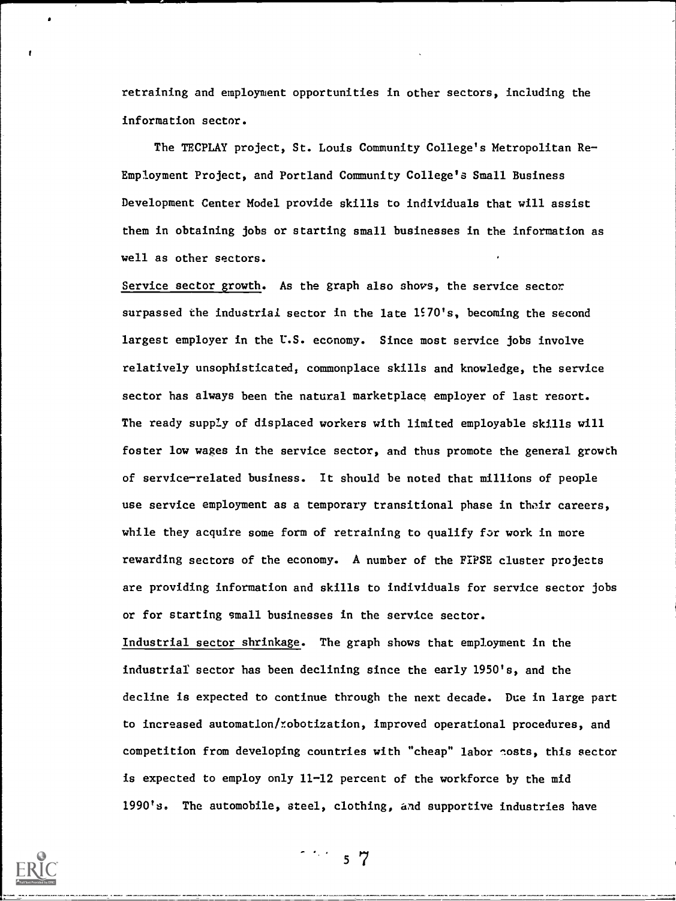retraining and employment opportunities in other sectors, including the information sector.

The TECPLAY project, St. Louis Community College's Metropolitan Re-Employment Project, and Portland Community College's Small Business Development Center Model provide skills to individuals that will assist them in obtaining jobs or starting small businesses in the information as well as other sectors.

Service sector growth. As the graph also shows, the service sector surpassed the industrial sector in the late 1970's, becoming the second largest employer in the U.S. economy. Since most service jobs involve relatively unsophisticated, commonplace skills and knowledge, the service sector has always been the natural marketplace employer of last resort. The ready supply of displaced workers with limited employable skills will foster low wages in the service sector, and thus promote the general growth of service-related business. It should be noted that millions of people use service employment as a temporary transitional phase in their careers, while they acquire some form of retraining to qualify for work in more rewarding sectors of the economy. A number of the FIPSE cluster projects are providing information and skills to individuals for service sector jobs or for starting small businesses in the service sector.

Industrial sector shrinkage. The graph shows that employment in the industrial sector has been declining since the early 1950's, and the decline is expected to continue through the next decade. Due in large part to increased automation/robotization, improved operational procedures, and competition from developing countries with "cheap" labor costs, this sector is expected to employ only 11-12 percent of the workforce by the mid 1990's. The automobile, steel, clothing, and supportive industries have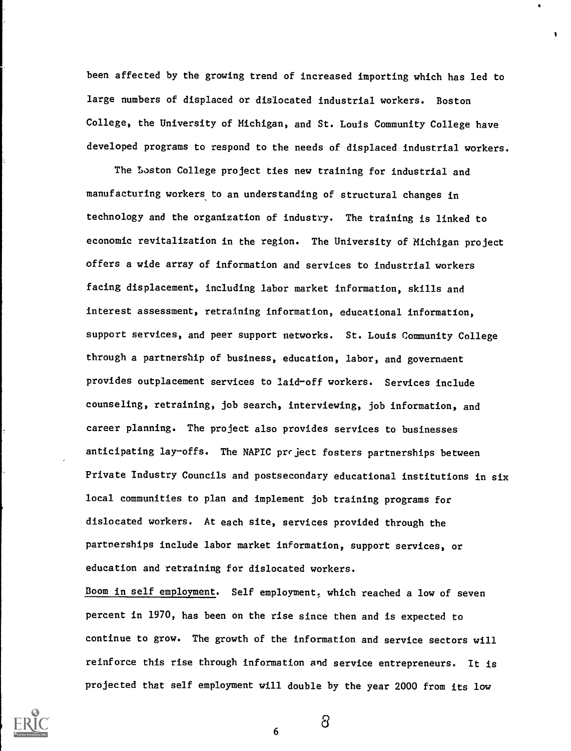been affected by the growing trend of increased importing which has led to large numbers of displaced or dislocated industrial workers. Boston College, the University of Michigan, and St. Louis Community College have developed programs to respond to the needs of displaced industrial workers.

The Boston College project ties new training for industrial and manufacturing workers to an understanding of structural changes in technology and the organization of industry. The training is linked to economic revitalization in the region. The University of Michigan project offers a wide array of information and services to industrial workers facing displacement, including labor market information, skills and interest assessment, retraining information, educational information, support services, and peer support networks. St. Louis Community College through a partnership of business, education, labor, and government provides outplacement services to laid-off workers. Services include counseling, retraining, job search, interviewing, job information, and career planning. The project also provides services to businesses anticipating lay-offs. The NAPIC project fosters partnerships between Private Industry Councils and postsecondary educational institutions in six local communities to plan and implement job training programs for dislocated workers. At each site, services provided through the partnerships include labor market information, support services, or education and retraining for dislocated workers.

Boom in self employment. Self employment, which reached a low of seven percent in 1970, has been on the rise since then and is expected to continue to grow. The growth of the information and service sectors will reinforce this rise through information and service entrepreneurs. It is projected that self employment will double by the year 2000 from its low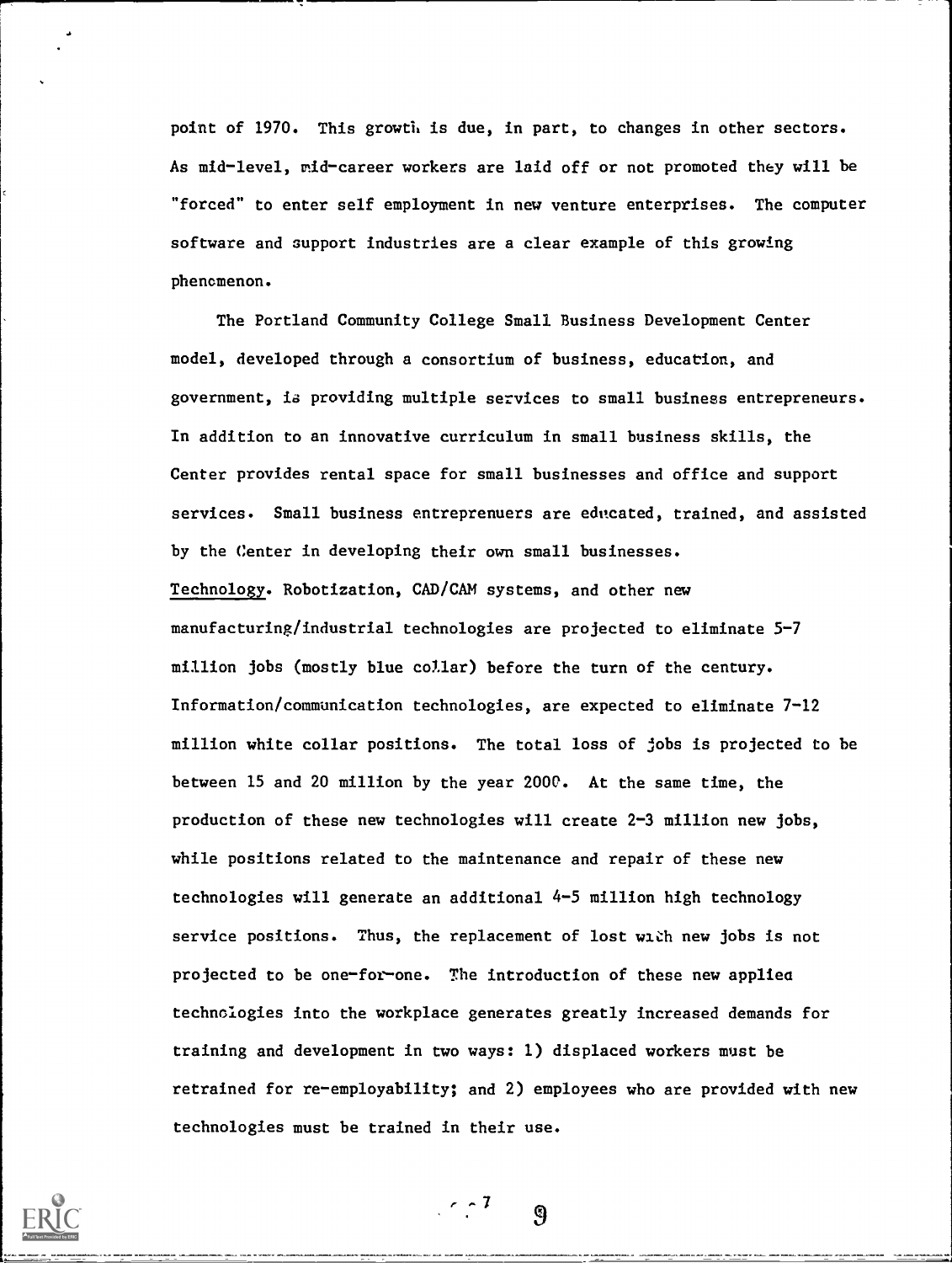point of 1970. This growth is due, in part, to changes in other sectors. As mid-level, mid-career workers are laid off or not promoted they will be "forced" to enter self employment in new venture enterprises. The computer software and support industries are a clear example of this growing phenomenon.

The Portland Community College Small Business Development Center model, developed through a consortium of business, education, and government, is providing multiple services to small business entrepreneurs. In addition to an innovative curriculum in small business skills, the Center provides rental space for small businesses and office and support services. Small business entreprenuers are educated, trained, and assisted by the Center in developing their own small businesses.

Technology. Robotization, CAD/CAM systems, and other new manufacturing/industrial technologies are projected to eliminate 5-7 million jobs (mostly blue collar) before the turn of the century. Information/communication technologies, are expected to eliminate 7-12 million white collar positions. The total loss of jobs is projected to be between 15 and 20 million by the year 2000. At the same time, the production of these new technologies will create 2-3 million new jobs, while positions related to the maintenance and repair of these new technologies will generate an additional 4-5 million high technology service positions. Thus, the replacement of lost with new jobs is not projected to be one-for-one. The introduction of these new applied technologies into the workplace generates greatly increased demands for training and development in two ways: 1) displaced workers must be retrained for re-employability; and 2) employees who are provided with new technologies must be trained in their use.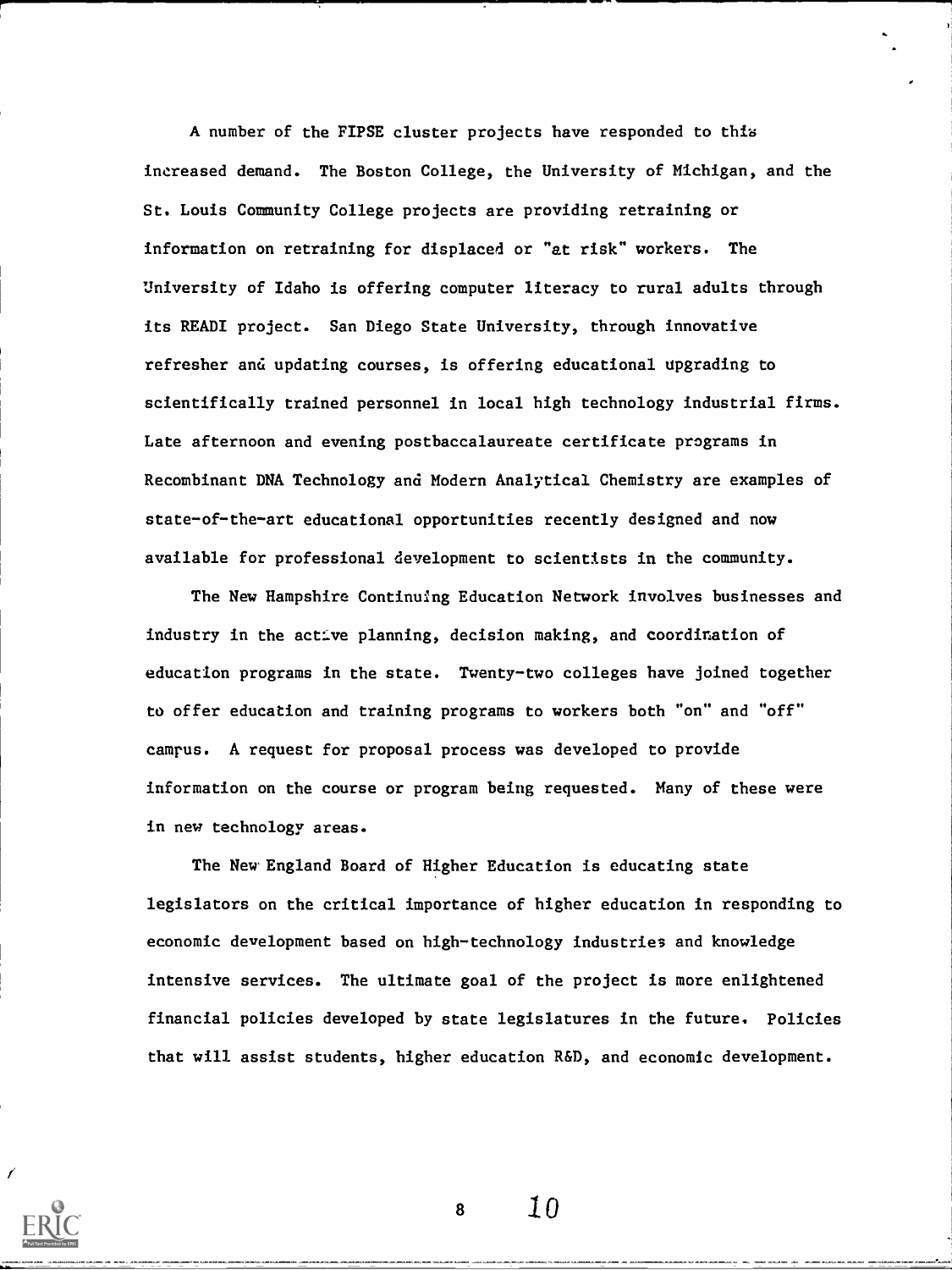A number of the FIPSE cluster projects have responded to this increased demand. The Boston College, the University of Michigan, and the St. Louis Community College projects are providing retraining or information on retraining for displaced or "at risk" workers. The University of Idaho is offering computer literacy to rural adults through its READI project. San Diego State University, through innovative refresher and updating courses, is offering educational upgrading to scientifically trained personnel in local high technology industrial firms. Late afternoon and evening postbaccalaureate certificate programs in Recombinant DNA Technology and Modern Analytical Chemistry are examples of state-of-the-art educational opportunities recently designed and now available for professional development to scientists in the community.

The New Hampshire Continuing Education Network involves businesses and industry in the active planning, decision making, and coordination of education programs in the state. Twenty-two colleges have joined together to offer education and training programs to workers both "on" and "off" campus. A request for proposal process was developed to provide information on the course or program being requested. Many of these were in new technology areas.

The New England Board of Higher Education is educating state legislators on the critical importance of higher education in responding to economic development based on high-technology industries and knowledge intensive services. The ultimate goal of the project is more enlightened financial policies developed by state legislatures in the future. Policies that will assist students, higher education R&D, and economic development.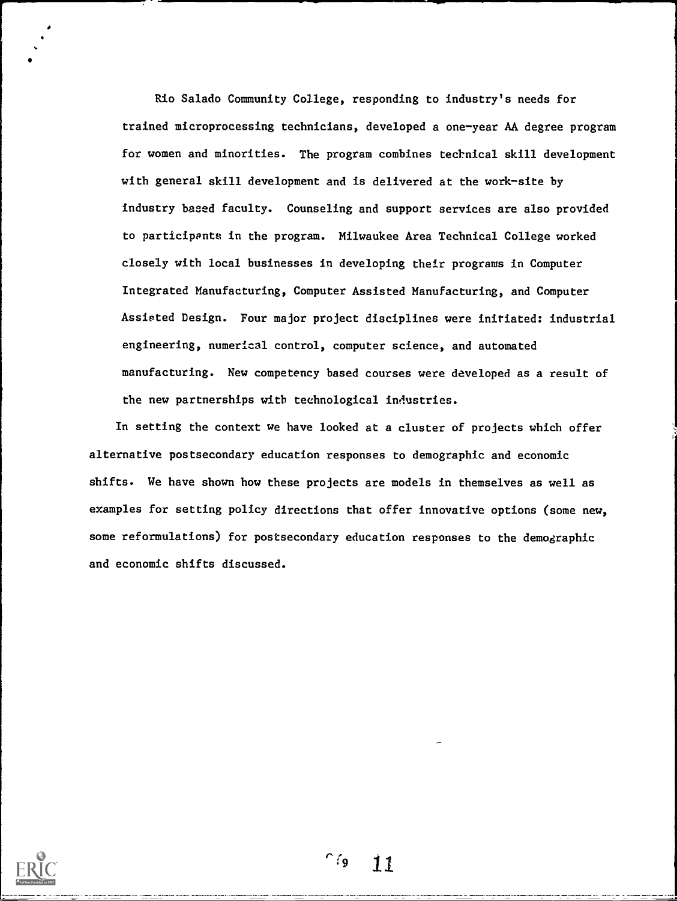Rio Salado Community College, responding to industry's needs for trained microprocessing technicians, developed a one-year AA degree program for women and minorities. The program combines technical skill development with general skill development and is delivered at the work-site by industry based faculty. Counseling and support services are also provided to participants in the program. Milwaukee Area Technical College worked closely with local businesses in developing their programs in Computer Integrated Manufacturing, Computer Assisted Manufacturing, and Computer Assisted Design. Four major project disciplines were initiated: industrial engineering, numerical control, computer science, and automated manufacturing. New competency based courses were developed as a result of the new partnerships with technological industries.

In setting the context we have looked at a cluster of projects which offer alternative postsecondary education responses to demographic and economic shifts. We have shown how these projects are models in themselves as well as examples for setting policy directions that offer innovative options (some new, some reformulations) for postsecondary education responses to the demographic and economic shifts discussed.